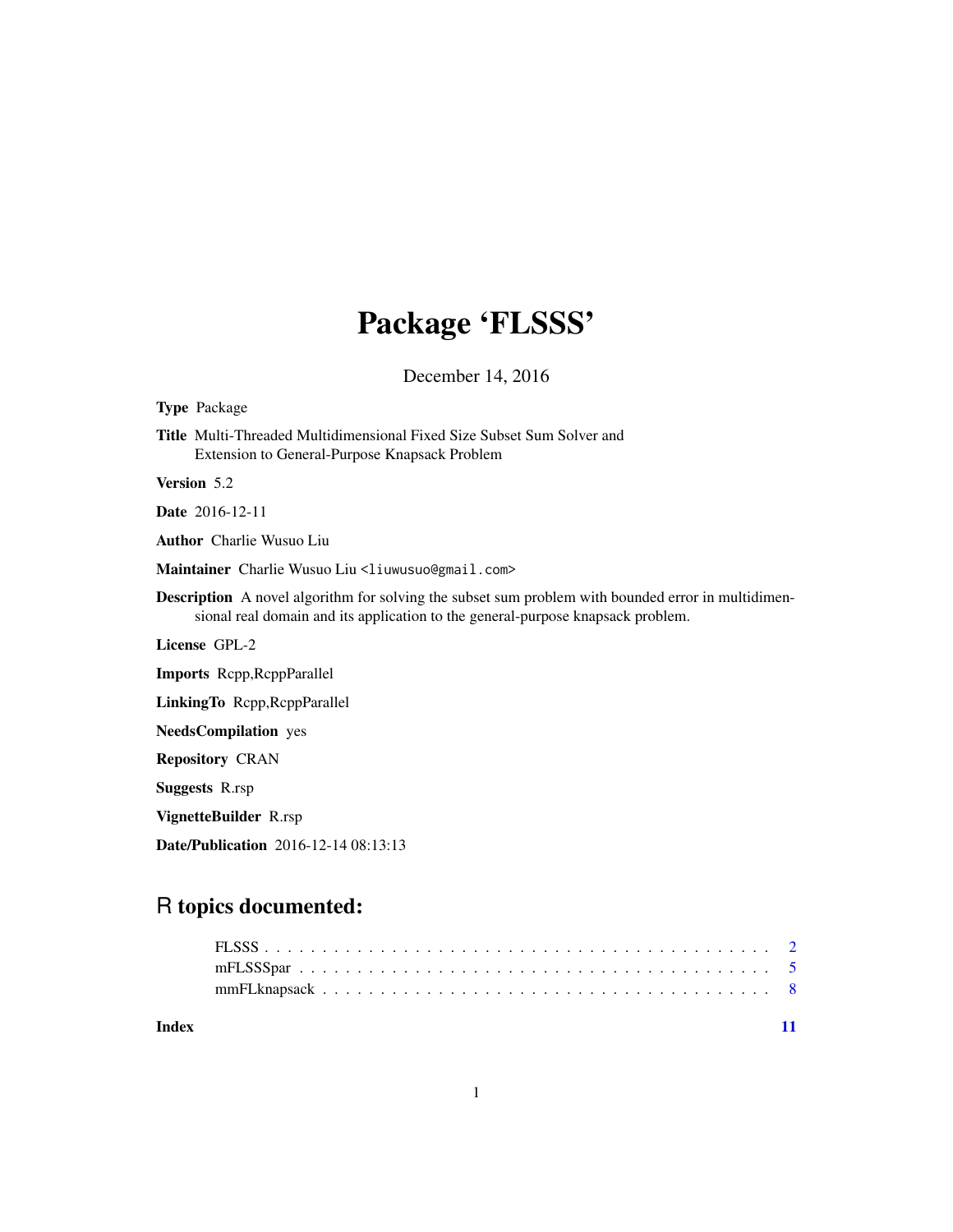# Package 'FLSSS'

December 14, 2016

**Type** Package

**Title** Multi-Threaded Multidimensional Fixed Size Subset Sum Solver and Extension to General-Purpose Knapsack Problem

**Version** 5.2

**Date** 2016-12-11

**Author** Charlie Wusuo Liu

**Maintainer** Charlie Wusuo Liu <liuwusuo@gmail.com>

**Description** A novel algorithm for solving the subset sum problem with bounded error in multidimensional real domain and its application to the general-purpose knapsack problem.

**License** GPL-2

**Imports** Rcpp,RcppParallel

**LinkingTo** Rcpp,RcppParallel

**NeedsCompilation** yes

**Repository** CRAN

**Suggests** R.rsp

**VignetteBuilder** R.rsp

**Date/Publication** 2016-12-14 08:13:13

## R topics documented:

- FLSSS . . . . . . . . . . . . . . . . . . . . . . . . . . . . . . . . . . . . . . . . . . 2
- mFLSSSpar . . . . . . . . . . . . . . . . . . . . . . . . . . . . . . . . . . . . . . . 5
- mmFLknapsack . . . . . . . . . . . . . . . . . . . . . . . . . . . . . . . . . . . . 8

**Index** 11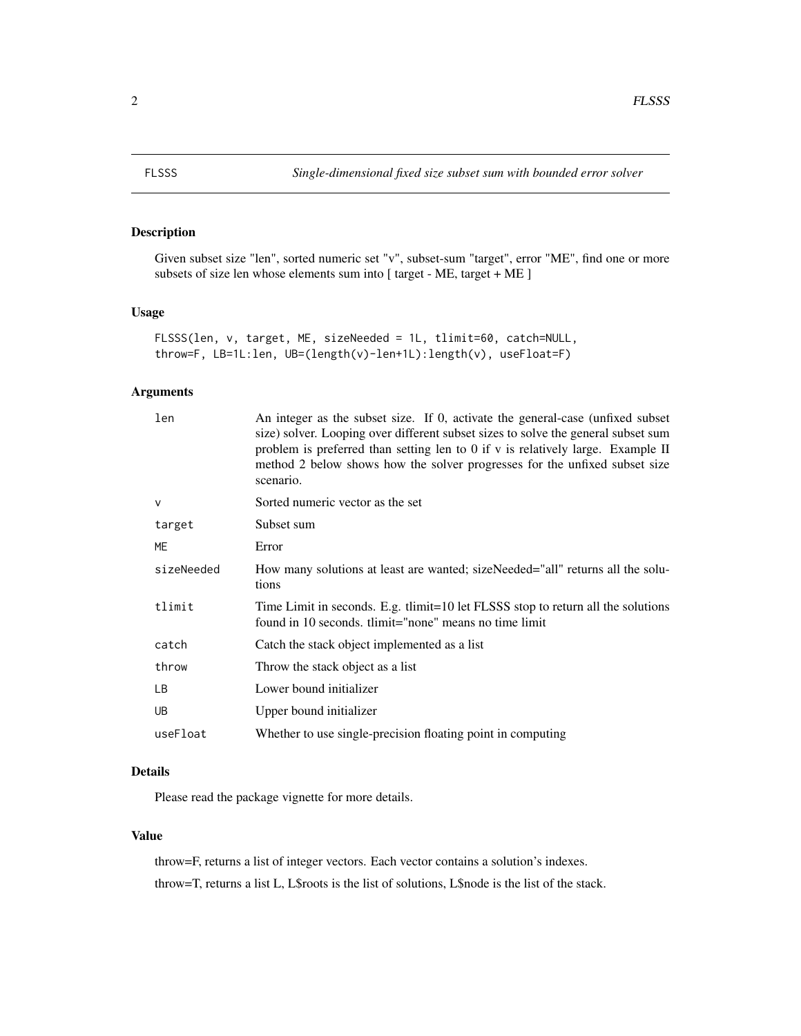# FLSSS — *Single-dimensional fixed size subset sum with bounded error solver*

## Description

Given subset size "len", sorted numeric set "v", subset-sum "target", error "ME", find one or more subsets of size len whose elements sum into [ target - ME, target + ME ]

## Usage

```
FLSSS(len, v, target, ME, sizeNeeded = 1L, tlimit=60, catch=NULL,
throw=F, LB=1L:len, UB=(length(v)-len+1L):length(v), useFloat=F)
```

## Arguments

| | |
|---|---|
| `len` | An integer as the subset size. If 0, activate the general-case (unfixed subset size) solver. Looping over different subset sizes to solve the general subset sum problem is preferred than setting len to 0 if v is relatively large. Example II method 2 below shows how the solver progresses for the unfixed subset size scenario. |
| `v` | Sorted numeric vector as the set |
| `target` | Subset sum |
| `ME` | Error |
| `sizeNeeded` | How many solutions at least are wanted; sizeNeeded="all" returns all the solutions |
| `tlimit` | Time Limit in seconds. E.g. tlimit=10 let FLSSS stop to return all the solutions found in 10 seconds. tlimit="none" means no time limit |
| `catch` | Catch the stack object implemented as a list |
| `throw` | Throw the stack object as a list |
| `LB` | Lower bound initializer |
| `UB` | Upper bound initializer |
| `useFloat` | Whether to use single-precision floating point in computing |

## Details

Please read the package vignette for more details.

## Value

throw=F, returns a list of integer vectors. Each vector contains a solution's indexes.

throw=T, returns a list L, L$roots is the list of solutions, L$node is the list of the stack.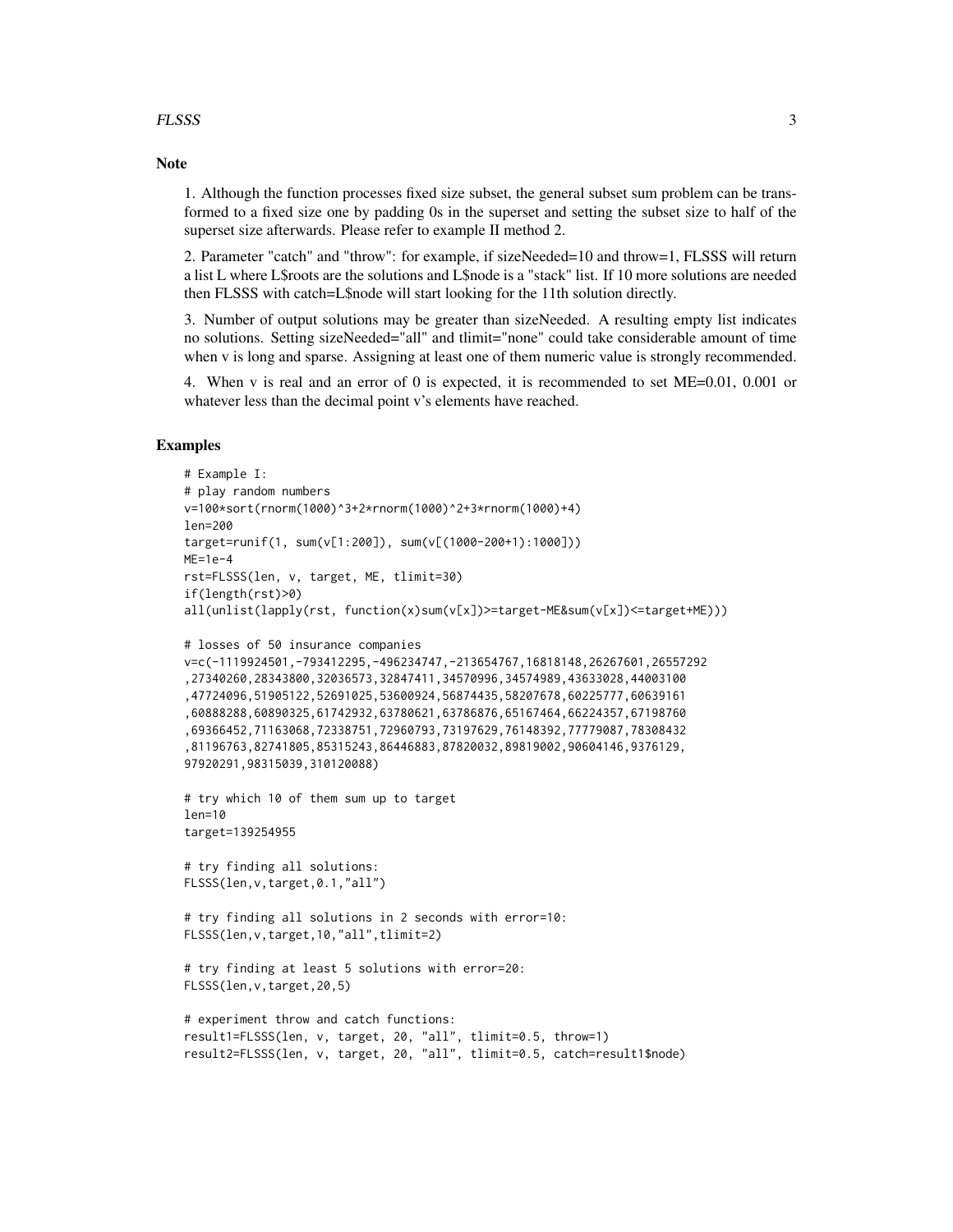## Note

1. Although the function processes fixed size subset, the general subset sum problem can be transformed to a fixed size one by padding 0s in the superset and setting the subset size to half of the superset size afterwards. Please refer to example II method 2.

2. Parameter "catch" and "throw": for example, if sizeNeeded=10 and throw=1, FLSSS will return a list L where L$roots are the solutions and L$node is a "stack" list. If 10 more solutions are needed then FLSSS with catch=L$node will start looking for the 11th solution directly.

3. Number of output solutions may be greater than sizeNeeded. A resulting empty list indicates no solutions. Setting sizeNeeded="all" and tlimit="none" could take considerable amount of time when v is long and sparse. Assigning at least one of them numeric value is strongly recommended.

4. When v is real and an error of 0 is expected, it is recommended to set ME=0.01, 0.001 or whatever less than the decimal point v's elements have reached.

## Examples

```
# Example I:
# play random numbers
v=100*sort(rnorm(1000)^3+2*rnorm(1000)^2+3*rnorm(1000)+4)
len=200
target=runif(1, sum(v[1:200]), sum(v[(1000-200+1):1000]))
ME=1e-4
rst=FLSSS(len, v, target, ME, tlimit=30)
if(length(rst)>0)
all(unlist(lapply(rst, function(x)sum(v[x])>=target-ME&sum(v[x])<=target+ME)))

# losses of 50 insurance companies
v=c(-1119924501,-793412295,-496234747,-213654767,16818148,26267601,26557292
,27340260,28343800,32036573,32847411,34570996,34574989,43633028,44003100
,47724096,51905122,52691025,53600924,56874435,58207678,60225777,60639161
,60888288,60890325,61742932,63780621,63786876,65167464,66224357,67198760
,69366452,71163068,72338751,72960793,73197629,76148392,77779087,78308432
,81196763,82741805,85315243,86446883,87820032,89819002,90604146,9376129,
97920291,98315039,310120088)

# try which 10 of them sum up to target
len=10
target=139254955

# try finding all solutions:
FLSSS(len,v,target,0.1,"all")

# try finding all solutions in 2 seconds with error=10:
FLSSS(len,v,target,10,"all",tlimit=2)

# try finding at least 5 solutions with error=20:
FLSSS(len,v,target,20,5)

# experiment throw and catch functions:
result1=FLSSS(len, v, target, 20, "all", tlimit=0.5, throw=1)
result2=FLSSS(len, v, target, 20, "all", tlimit=0.5, catch=result1$node)
```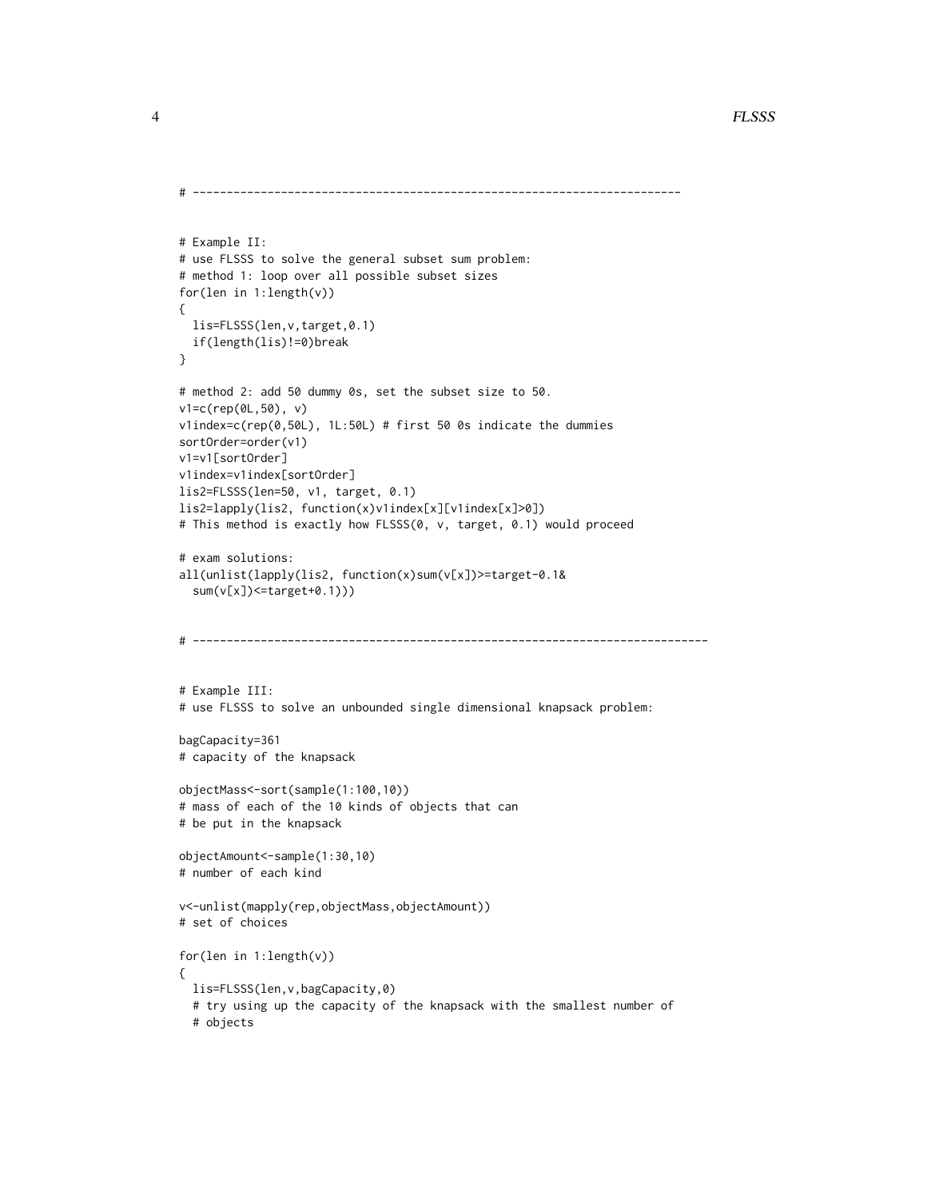```
# -----------------------------------------------------------------------


# Example II:
# use FLSSS to solve the general subset sum problem:
# method 1: loop over all possible subset sizes
for(len in 1:length(v))
{
  lis=FLSSS(len,v,target,0.1)
  if(length(lis)!=0)break
}

# method 2: add 50 dummy 0s, set the subset size to 50.
v1=c(rep(0L,50), v)
v1index=c(rep(0,50L), 1L:50L) # first 50 0s indicate the dummies
sortOrder=order(v1)
v1=v1[sortOrder]
v1index=v1index[sortOrder]
lis2=FLSSS(len=50, v1, target, 0.1)
lis2=lapply(lis2, function(x)v1index[x][v1index[x]>0])
# This method is exactly how FLSSS(0, v, target, 0.1) would proceed

# exam solutions:
all(unlist(lapply(lis2, function(x)sum(v[x])>=target-0.1&
  sum(v[x])<=target+0.1)))


# ---------------------------------------------------------------------------


# Example III:
# use FLSSS to solve an unbounded single dimensional knapsack problem:

bagCapacity=361
# capacity of the knapsack

objectMass<-sort(sample(1:100,10))
# mass of each of the 10 kinds of objects that can
# be put in the knapsack

objectAmount<-sample(1:30,10)
# number of each kind

v<-unlist(mapply(rep,objectMass,objectAmount))
# set of choices

for(len in 1:length(v))
{
  lis=FLSSS(len,v,bagCapacity,0)
  # try using up the capacity of the knapsack with the smallest number of
  # objects
```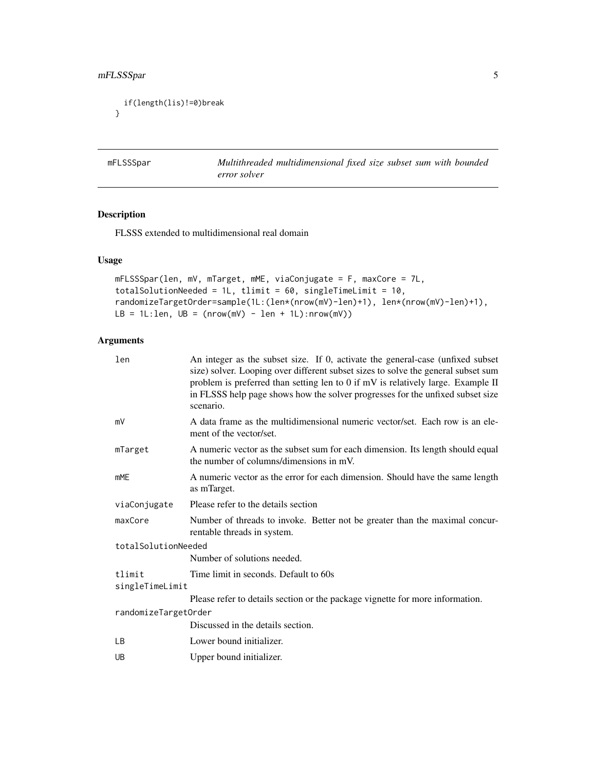```
  if(length(lis)!=0)break
}
```

## mFLSSSpar — *Multithreaded multidimensional fixed size subset sum with bounded error solver*

### Description

FLSSS extended to multidimensional real domain

### Usage

```
mFLSSSpar(len, mV, mTarget, mME, viaConjugate = F, maxCore = 7L,
totalSolutionNeeded = 1L, tlimit = 60, singleTimeLimit = 10,
randomizeTargetOrder=sample(1L:(len*(nrow(mV)-len)+1), len*(nrow(mV)-len)+1),
LB = 1L:len, UB = (nrow(mV) - len + 1L):nrow(mV))
```

### Arguments

| | |
|---|---|
| len | An integer as the subset size. If 0, activate the general-case (unfixed subset size) solver. Looping over different subset sizes to solve the general subset sum problem is preferred than setting len to 0 if mV is relatively large. Example II in FLSSS help page shows how the solver progresses for the unfixed subset size scenario. |
| mV | A data frame as the multidimensional numeric vector/set. Each row is an element of the vector/set. |
| mTarget | A numeric vector as the subset sum for each dimension. Its length should equal the number of columns/dimensions in mV. |
| mME | A numeric vector as the error for each dimension. Should have the same length as mTarget. |
| viaConjugate | Please refer to the details section |
| maxCore | Number of threads to invoke. Better not be greater than the maximal concurrentable threads in system. |
| totalSolutionNeeded | Number of solutions needed. |
| tlimit | Time limit in seconds. Default to 60s |
| singleTimeLimit | Please refer to details section or the package vignette for more information. |
| randomizeTargetOrder | Discussed in the details section. |
| LB | Lower bound initializer. |
| UB | Upper bound initializer. |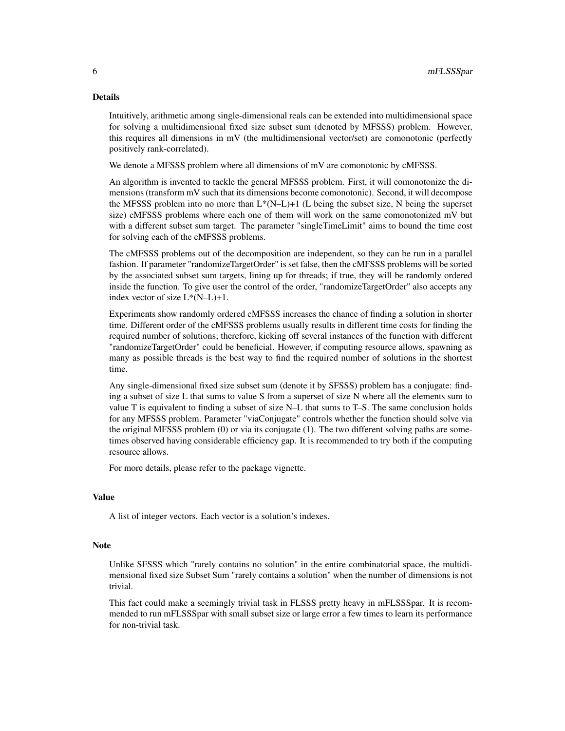## Details

Intuitively, arithmetic among single-dimensional reals can be extended into multidimensional space for solving a multidimensional fixed size subset sum (denoted by MFSSS) problem. However, this requires all dimensions in mV (the multidimensional vector/set) are comonotonic (perfectly positively rank-correlated).

We denote a MFSSS problem where all dimensions of mV are comonotonic by cMFSSS.

An algorithm is invented to tackle the general MFSSS problem. First, it will comonotonize the dimensions (transform mV such that its dimensions become comonotonic). Second, it will decompose the MFSSS problem into no more than L*(N–L)+1 (L being the subset size, N being the superset size) cMFSSS problems where each one of them will work on the same comonotonized mV but with a different subset sum target. The parameter "singleTimeLimit" aims to bound the time cost for solving each of the cMFSSS problems.

The cMFSSS problems out of the decomposition are independent, so they can be run in a parallel fashion. If parameter "randomizeTargetOrder" is set false, then the cMFSSS problems will be sorted by the associated subset sum targets, lining up for threads; if true, they will be randomly ordered inside the function. To give user the control of the order, "randomizeTargetOrder" also accepts any index vector of size L*(N–L)+1.

Experiments show randomly ordered cMFSSS increases the chance of finding a solution in shorter time. Different order of the cMFSSS problems usually results in different time costs for finding the required number of solutions; therefore, kicking off several instances of the function with different "randomizeTargetOrder" could be beneficial. However, if computing resource allows, spawning as many as possible threads is the best way to find the required number of solutions in the shortest time.

Any single-dimensional fixed size subset sum (denote it by SFSSS) problem has a conjugate: finding a subset of size L that sums to value S from a superset of size N where all the elements sum to value T is equivalent to finding a subset of size N–L that sums to T–S. The same conclusion holds for any MFSSS problem. Parameter "viaConjugate" controls whether the function should solve via the original MFSSS problem (0) or via its conjugate (1). The two different solving paths are sometimes observed having considerable efficiency gap. It is recommended to try both if the computing resource allows.

For more details, please refer to the package vignette.

## Value

A list of integer vectors. Each vector is a solution's indexes.

## Note

Unlike SFSSS which "rarely contains no solution" in the entire combinatorial space, the multidimensional fixed size Subset Sum "rarely contains a solution" when the number of dimensions is not trivial.

This fact could make a seemingly trivial task in FLSSS pretty heavy in mFLSSSpar. It is recommended to run mFLSSSpar with small subset size or large error a few times to learn its performance for non-trivial task.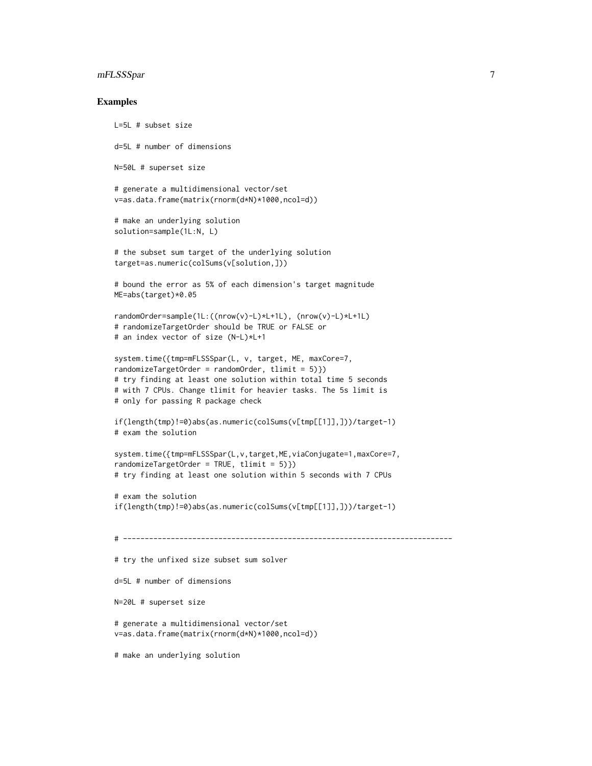## Examples

```
L=5L # subset size

d=5L # number of dimensions

N=50L # superset size

# generate a multidimensional vector/set
v=as.data.frame(matrix(rnorm(d*N)*1000,ncol=d))

# make an underlying solution
solution=sample(1L:N, L)

# the subset sum target of the underlying solution
target=as.numeric(colSums(v[solution,]))

# bound the error as 5% of each dimension's target magnitude
ME=abs(target)*0.05

randomOrder=sample(1L:((nrow(v)-L)*L+1L), (nrow(v)-L)*L+1L)
# randomizeTargetOrder should be TRUE or FALSE or
# an index vector of size (N-L)*L+1

system.time({tmp=mFLSSSpar(L, v, target, ME, maxCore=7,
randomizeTargetOrder = randomOrder, tlimit = 5)})
# try finding at least one solution within total time 5 seconds
# with 7 CPUs. Change tlimit for heavier tasks. The 5s limit is
# only for passing R package check

if(length(tmp)!=0)abs(as.numeric(colSums(v[tmp[[1]],]))/target-1)
# exam the solution

system.time({tmp=mFLSSSpar(L,v,target,ME,viaConjugate=1,maxCore=7,
randomizeTargetOrder = TRUE, tlimit = 5)})
# try finding at least one solution within 5 seconds with 7 CPUs

# exam the solution
if(length(tmp)!=0)abs(as.numeric(colSums(v[tmp[[1]],]))/target-1)


# ----------------------------------------------------------------------------

# try the unfixed size subset sum solver

d=5L # number of dimensions

N=20L # superset size

# generate a multidimensional vector/set
v=as.data.frame(matrix(rnorm(d*N)*1000,ncol=d))

# make an underlying solution
```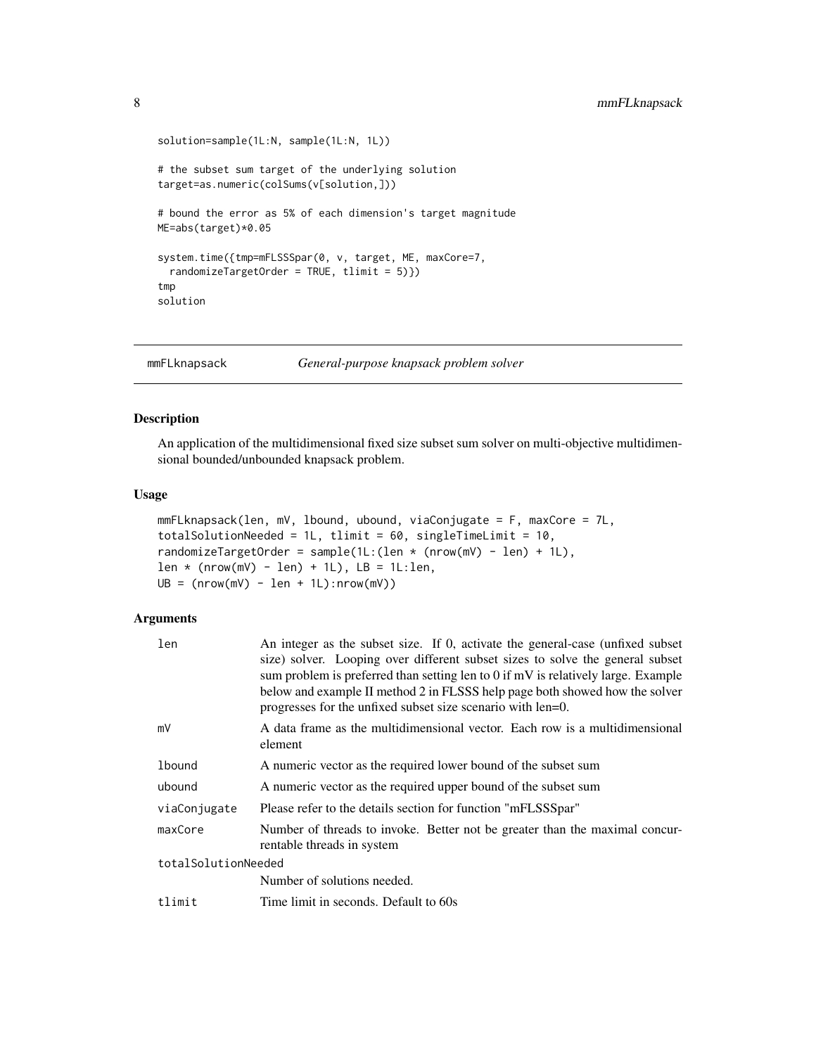```
solution=sample(1L:N, sample(1L:N, 1L))

# the subset sum target of the underlying solution
target=as.numeric(colSums(v[solution,]))

# bound the error as 5% of each dimension's target magnitude
ME=abs(target)*0.05

system.time({tmp=mFLSSSpar(0, v, target, ME, maxCore=7,
  randomizeTargetOrder = TRUE, tlimit = 5)})
tmp
solution
```

## mmFLknapsack *General-purpose knapsack problem solver*

### Description

An application of the multidimensional fixed size subset sum solver on multi-objective multidimensional bounded/unbounded knapsack problem.

### Usage

```
mmFLknapsack(len, mV, lbound, ubound, viaConjugate = F, maxCore = 7L,
totalSolutionNeeded = 1L, tlimit = 60, singleTimeLimit = 10,
randomizeTargetOrder = sample(1L:(len * (nrow(mV) - len) + 1L),
len * (nrow(mV) - len) + 1L), LB = 1L:len,
UB = (nrow(mV) - len + 1L):nrow(mV))
```

### Arguments

| | |
|---|---|
| len | An integer as the subset size. If 0, activate the general-case (unfixed subset size) solver. Looping over different subset sizes to solve the general subset sum problem is preferred than setting len to 0 if mV is relatively large. Example below and example II method 2 in FLSSS help page both showed how the solver progresses for the unfixed subset size scenario with len=0. |
| mV | A data frame as the multidimensional vector. Each row is a multidimensional element |
| lbound | A numeric vector as the required lower bound of the subset sum |
| ubound | A numeric vector as the required upper bound of the subset sum |
| viaConjugate | Please refer to the details section for function "mFLSSSpar" |
| maxCore | Number of threads to invoke. Better not be greater than the maximal concurrentable threads in system |
| totalSolutionNeeded | Number of solutions needed. |
| tlimit | Time limit in seconds. Default to 60s |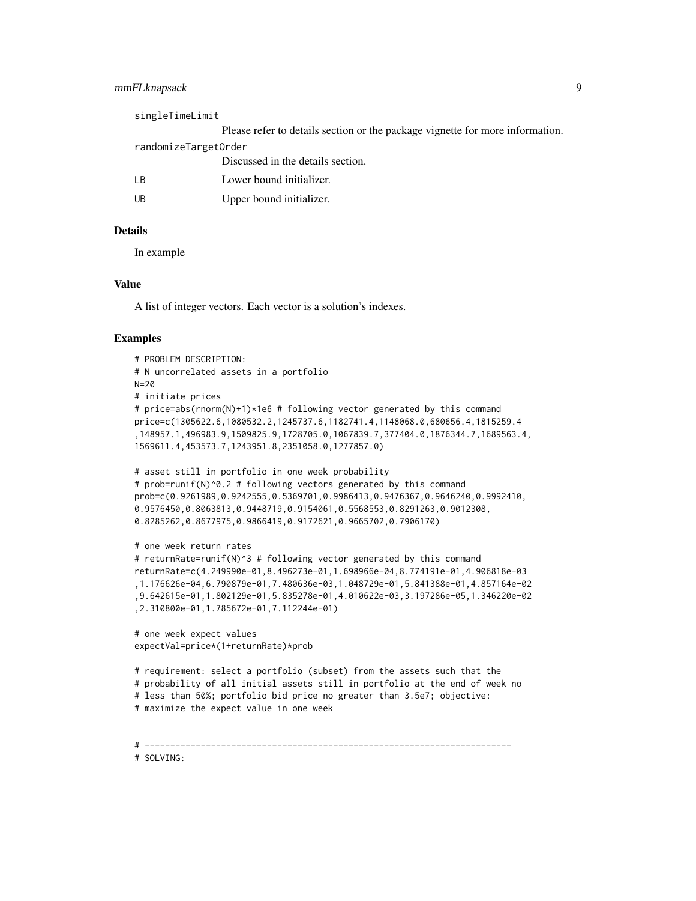`singleTimeLimit`
Please refer to details section or the package vignette for more information.

`randomizeTargetOrder`
Discussed in the details section.

`LB` Lower bound initializer.

`UB` Upper bound initializer.

## Details

In example

## Value

A list of integer vectors. Each vector is a solution's indexes.

## Examples

```
# PROBLEM DESCRIPTION:
# N uncorrelated assets in a portfolio
N=20
# initiate prices
# price=abs(rnorm(N)+1)*1e6 # following vector generated by this command
price=c(1305622.6,1080532.2,1245737.6,1182741.4,1148068.0,680656.4,1815259.4
,148957.1,496983.9,1509825.9,1728705.0,1067839.7,377404.0,1876344.7,1689563.4,
1569611.4,453573.7,1243951.8,2351058.0,1277857.0)

# asset still in portfolio in one week probability
# prob=runif(N)^0.2 # following vectors generated by this command
prob=c(0.9261989,0.9242555,0.5369701,0.9986413,0.9476367,0.9646240,0.9992410,
0.9576450,0.8063813,0.9448719,0.9154061,0.5568553,0.8291263,0.9012308,
0.8285262,0.8677975,0.9866419,0.9172621,0.9665702,0.7906170)

# one week return rates
# returnRate=runif(N)^3 # following vector generated by this command
returnRate=c(4.249990e-01,8.496273e-01,1.698966e-04,8.774191e-01,4.906818e-03
,1.176626e-04,6.790879e-01,7.480636e-03,1.048729e-01,5.841388e-01,4.857164e-02
,9.642615e-01,1.802129e-01,5.835278e-01,4.010622e-03,3.197286e-05,1.346220e-02
,2.310800e-01,1.785672e-01,7.112244e-01)

# one week expect values
expectVal=price*(1+returnRate)*prob

# requirement: select a portfolio (subset) from the assets such that the
# probability of all initial assets still in portfolio at the end of week no
# less than 50%; portfolio bid price no greater than 3.5e7; objective:
# maximize the expect value in one week


# ------------------------------------------------------------------------
# SOLVING:
```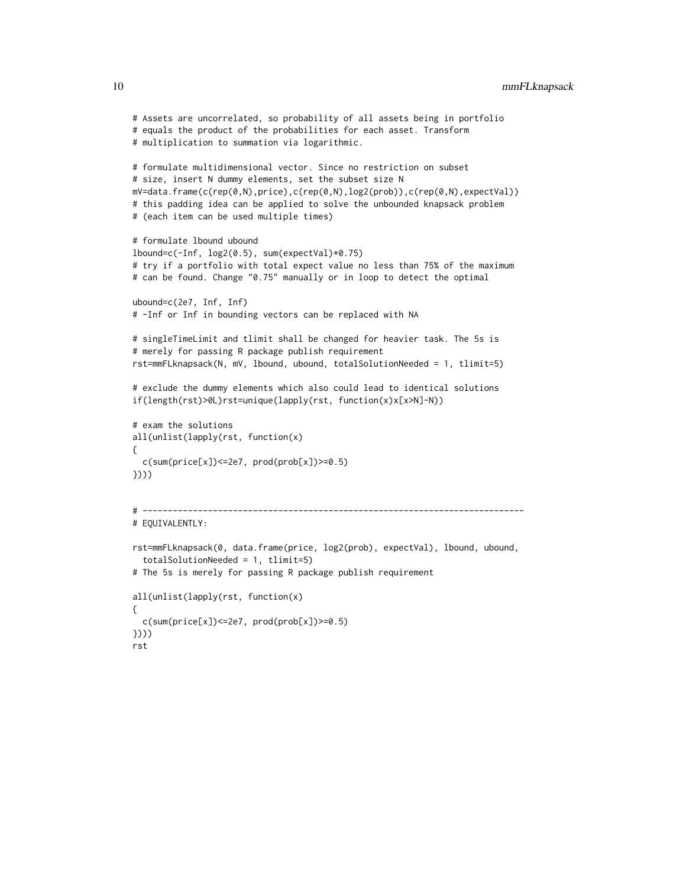```
# Assets are uncorrelated, so probability of all assets being in portfolio
# equals the product of the probabilities for each asset. Transform
# multiplication to summation via logarithmic.

# formulate multidimensional vector. Since no restriction on subset
# size, insert N dummy elements, set the subset size N
mV=data.frame(c(rep(0,N),price),c(rep(0,N),log2(prob)),c(rep(0,N),expectVal))
# this padding idea can be applied to solve the unbounded knapsack problem
# (each item can be used multiple times)

# formulate lbound ubound
lbound=c(-Inf, log2(0.5), sum(expectVal)*0.75)
# try if a portfolio with total expect value no less than 75% of the maximum
# can be found. Change "0.75" manually or in loop to detect the optimal

ubound=c(2e7, Inf, Inf)
# -Inf or Inf in bounding vectors can be replaced with NA

# singleTimeLimit and tlimit shall be changed for heavier task. The 5s is
# merely for passing R package publish requirement
rst=mmFLknapsack(N, mV, lbound, ubound, totalSolutionNeeded = 1, tlimit=5)

# exclude the dummy elements which also could lead to identical solutions
if(length(rst)>0L)rst=unique(lapply(rst, function(x)x[x>N]-N))

# exam the solutions
all(unlist(lapply(rst, function(x)
{
  c(sum(price[x])<=2e7, prod(prob[x])>=0.5)
})))


# ---------------------------------------------------------------------------
# EQUIVALENTLY:

rst=mmFLknapsack(0, data.frame(price, log2(prob), expectVal), lbound, ubound,
  totalSolutionNeeded = 1, tlimit=5)
# The 5s is merely for passing R package publish requirement

all(unlist(lapply(rst, function(x)
{
  c(sum(price[x])<=2e7, prod(prob[x])>=0.5)
})))
rst
```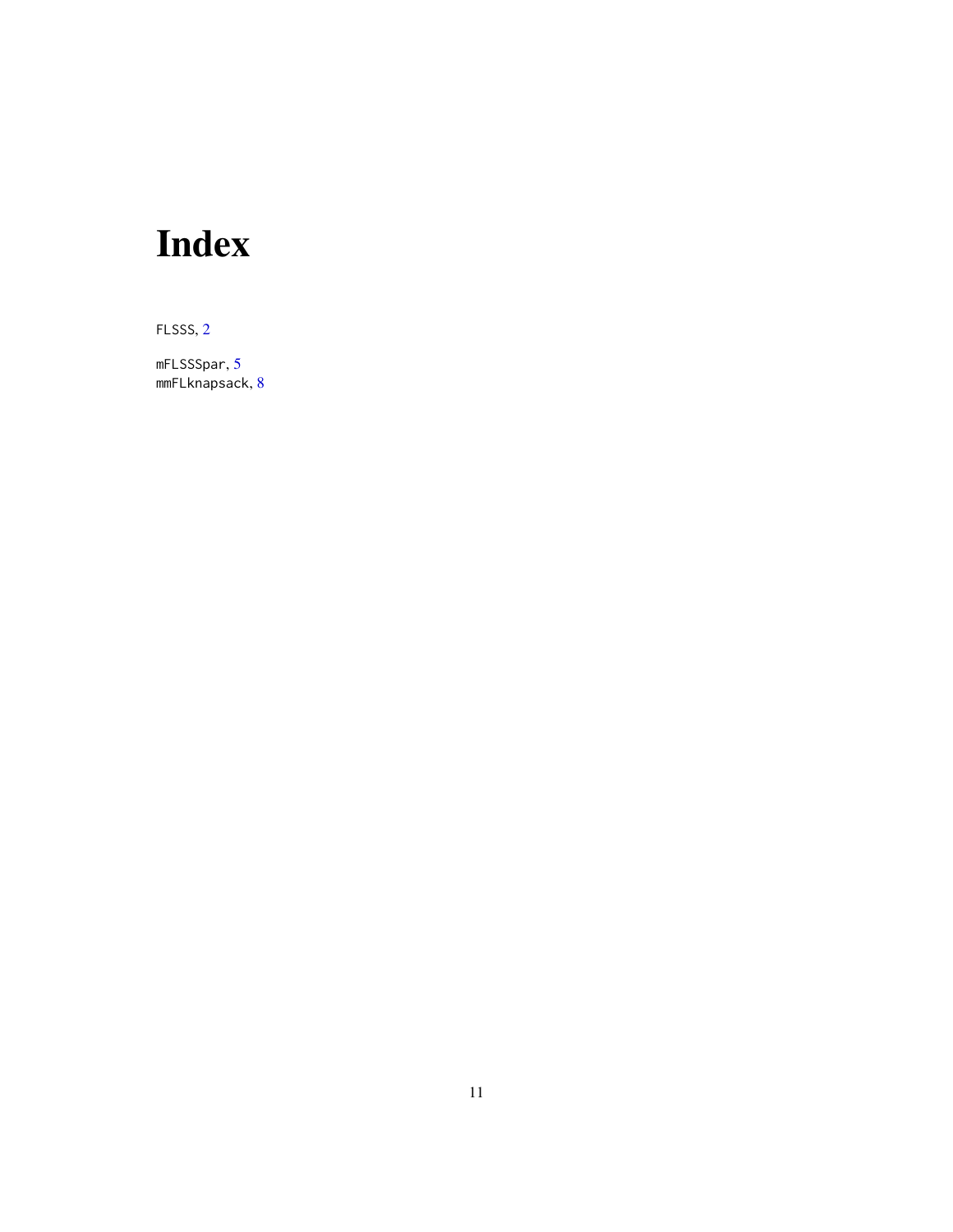# Index

FLSSS, 2

mFLSSSpar, 5
mmFLknapsack, 8